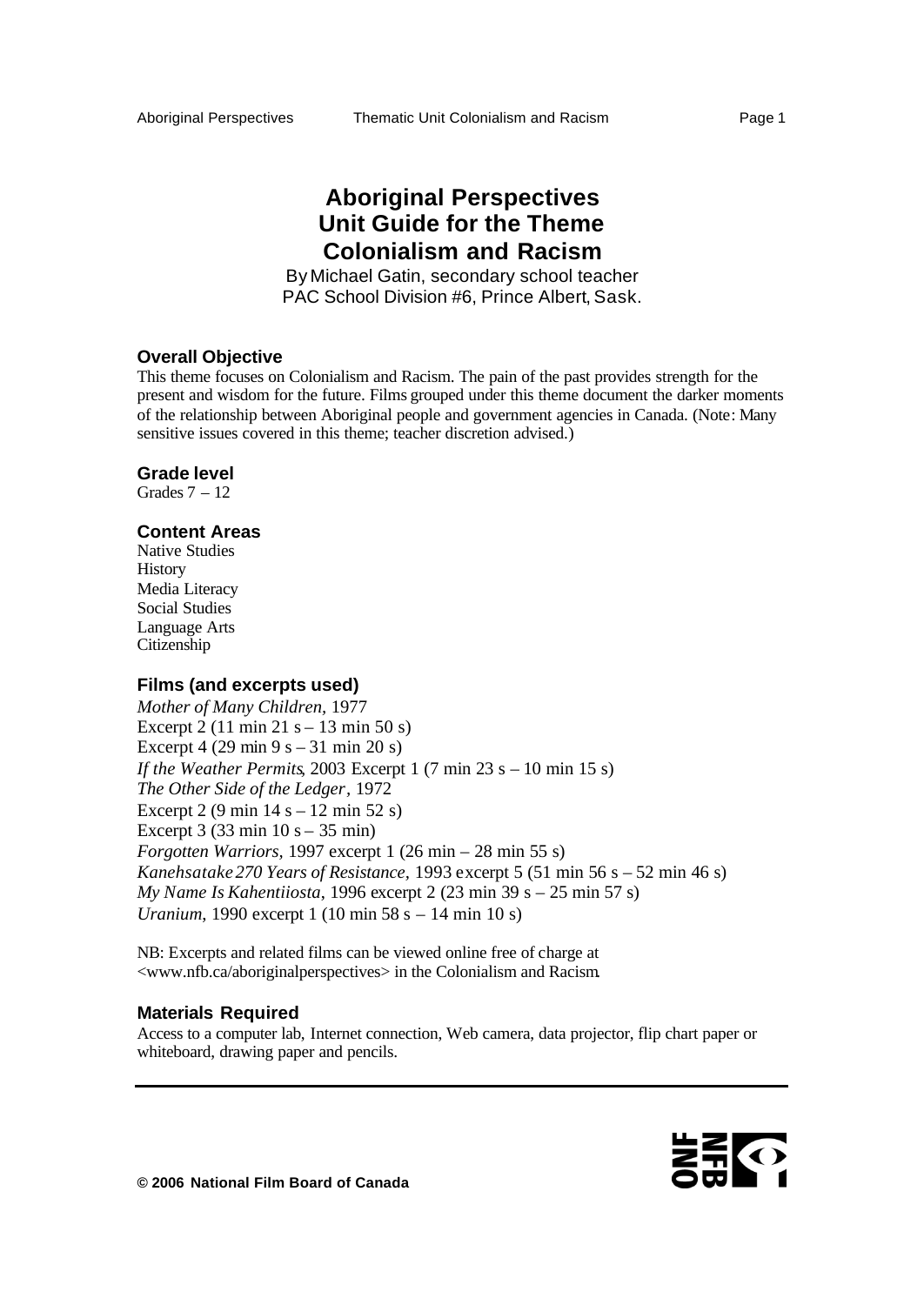# Aboriginal Perspectives Unit Guide for the Theme Colonialism and Racism

By Michael Gatin, secondary school teacher
PAC School Division #6, Prince Albert, Sask.

### Overall Objective

This theme focuses on Colonialism and Racism. The pain of the past provides strength for the present and wisdom for the future. Films grouped under this theme document the darker moments of the relationship between Aboriginal people and government agencies in Canada. (Note: Many sensitive issues covered in this theme; teacher discretion advised.)

### Grade level

Grades 7 – 12

### Content Areas

Native Studies
History
Media Literacy
Social Studies
Language Arts
Citizenship

### Films (and excerpts used)

*Mother of Many Children*, 1977
Excerpt 2 (11 min 21 s – 13 min 50 s)
Excerpt 4 (29 min 9 s – 31 min 20 s)
*If the Weather Permits*, 2003 Excerpt 1 (7 min 23 s – 10 min 15 s)
*The Other Side of the Ledger*, 1972
Excerpt 2 (9 min 14 s – 12 min 52 s)
Excerpt 3 (33 min 10 s – 35 min)
*Forgotten Warriors*, 1997 excerpt 1 (26 min – 28 min 55 s)
*Kanehsatake 270 Years of Resistance*, 1993 excerpt 5 (51 min 56 s – 52 min 46 s)
*My Name Is Kahentiiosta*, 1996 excerpt 2 (23 min 39 s – 25 min 57 s)
*Uranium*, 1990 excerpt 1 (10 min 58 s – 14 min 10 s)

NB: Excerpts and related films can be viewed online free of charge at <www.nfb.ca/aboriginalperspectives> in the Colonialism and Racism.

### Materials Required

Access to a computer lab, Internet connection, Web camera, data projector, flip chart paper or whiteboard, drawing paper and pencils.

© 2006 National Film Board of Canada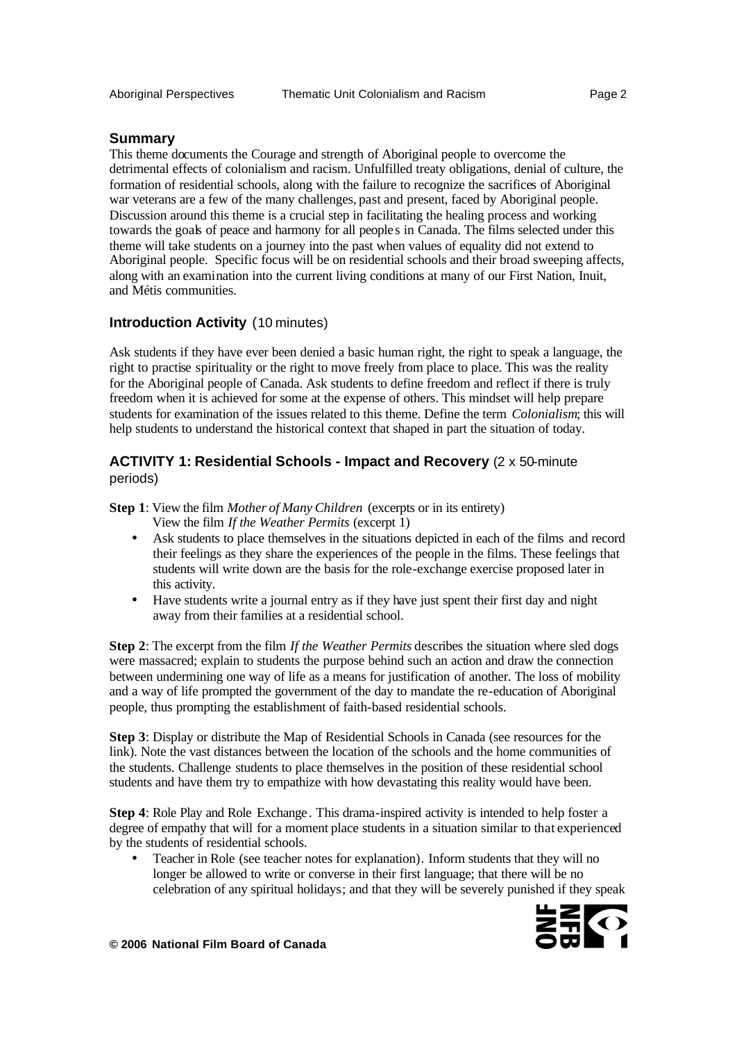## Summary

This theme documents the Courage and strength of Aboriginal people to overcome the detrimental effects of colonialism and racism. Unfulfilled treaty obligations, denial of culture, the formation of residential schools, along with the failure to recognize the sacrifices of Aboriginal war veterans are a few of the many challenges, past and present, faced by Aboriginal people. Discussion around this theme is a crucial step in facilitating the healing process and working towards the goals of peace and harmony for all peoples in Canada. The films selected under this theme will take students on a journey into the past when values of equality did not extend to Aboriginal people. Specific focus will be on residential schools and their broad sweeping affects, along with an examination into the current living conditions at many of our First Nation, Inuit, and Métis communities.

## Introduction Activity (10 minutes)

Ask students if they have ever been denied a basic human right, the right to speak a language, the right to practise spirituality or the right to move freely from place to place. This was the reality for the Aboriginal people of Canada. Ask students to define freedom and reflect if there is truly freedom when it is achieved for some at the expense of others. This mindset will help prepare students for examination of the issues related to this theme. Define the term *Colonialism*; this will help students to understand the historical context that shaped in part the situation of today.

## ACTIVITY 1: Residential Schools - Impact and Recovery (2 x 50-minute periods)

**Step 1**: View the film *Mother of Many Children* (excerpts or in its entirety)
View the film *If the Weather Permits* (excerpt 1)

- Ask students to place themselves in the situations depicted in each of the films and record their feelings as they share the experiences of the people in the films. These feelings that students will write down are the basis for the role-exchange exercise proposed later in this activity.
- Have students write a journal entry as if they have just spent their first day and night away from their families at a residential school.

**Step 2**: The excerpt from the film *If the Weather Permits* describes the situation where sled dogs were massacred; explain to students the purpose behind such an action and draw the connection between undermining one way of life as a means for justification of another. The loss of mobility and a way of life prompted the government of the day to mandate the re-education of Aboriginal people, thus prompting the establishment of faith-based residential schools.

**Step 3**: Display or distribute the Map of Residential Schools in Canada (see resources for the link). Note the vast distances between the location of the schools and the home communities of the students. Challenge students to place themselves in the position of these residential school students and have them try to empathize with how devastating this reality would have been.

**Step 4**: Role Play and Role Exchange. This drama-inspired activity is intended to help foster a degree of empathy that will for a moment place students in a situation similar to that experienced by the students of residential schools.

- Teacher in Role (see teacher notes for explanation). Inform students that they will no longer be allowed to write or converse in their first language; that there will be no celebration of any spiritual holidays; and that they will be severely punished if they speak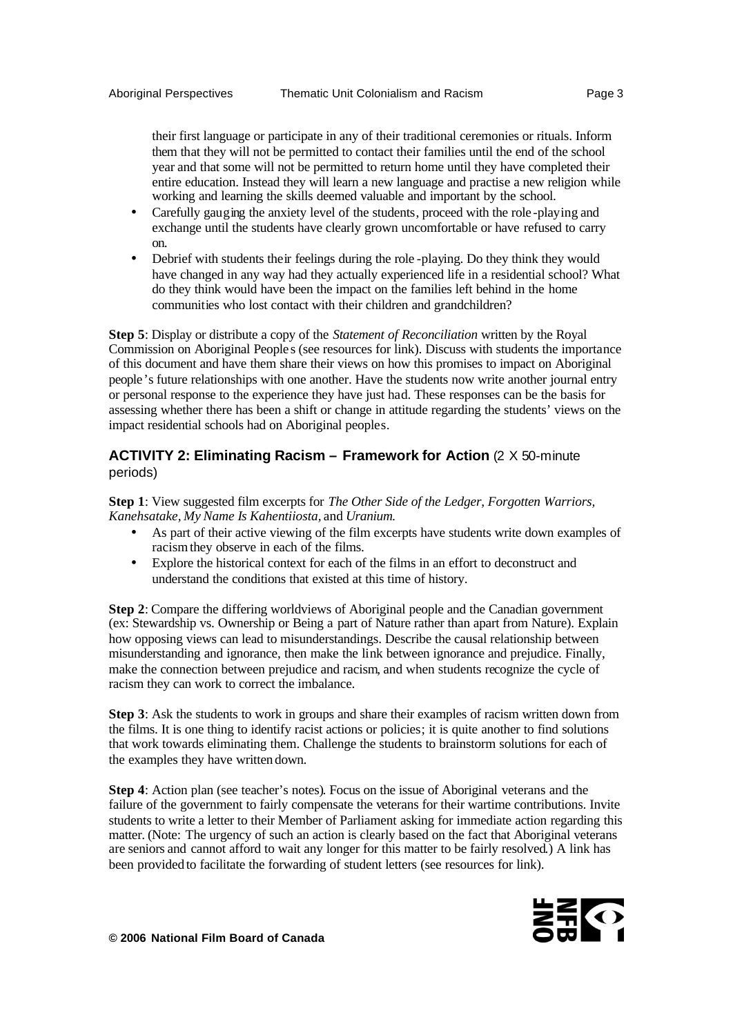their first language or participate in any of their traditional ceremonies or rituals. Inform them that they will not be permitted to contact their families until the end of the school year and that some will not be permitted to return home until they have completed their entire education. Instead they will learn a new language and practise a new religion while working and learning the skills deemed valuable and important by the school.

- Carefully gauging the anxiety level of the students, proceed with the role-playing and exchange until the students have clearly grown uncomfortable or have refused to carry on.
- Debrief with students their feelings during the role-playing. Do they think they would have changed in any way had they actually experienced life in a residential school? What do they think would have been the impact on the families left behind in the home communities who lost contact with their children and grandchildren?

**Step 5**: Display or distribute a copy of the *Statement of Reconciliation* written by the Royal Commission on Aboriginal Peoples (see resources for link). Discuss with students the importance of this document and have them share their views on how this promises to impact on Aboriginal people's future relationships with one another. Have the students now write another journal entry or personal response to the experience they have just had. These responses can be the basis for assessing whether there has been a shift or change in attitude regarding the students' views on the impact residential schools had on Aboriginal peoples.

## ACTIVITY 2: Eliminating Racism – Framework for Action (2 X 50-minute periods)

**Step 1**: View suggested film excerpts for *The Other Side of the Ledger, Forgotten Warriors, Kanehsatake, My Name Is Kahentiiosta,* and *Uranium.*

- As part of their active viewing of the film excerpts have students write down examples of racism they observe in each of the films.
- Explore the historical context for each of the films in an effort to deconstruct and understand the conditions that existed at this time of history.

**Step 2**: Compare the differing worldviews of Aboriginal people and the Canadian government (ex: Stewardship vs. Ownership or Being a part of Nature rather than apart from Nature). Explain how opposing views can lead to misunderstandings. Describe the causal relationship between misunderstanding and ignorance, then make the link between ignorance and prejudice. Finally, make the connection between prejudice and racism, and when students recognize the cycle of racism they can work to correct the imbalance.

**Step 3**: Ask the students to work in groups and share their examples of racism written down from the films. It is one thing to identify racist actions or policies; it is quite another to find solutions that work towards eliminating them. Challenge the students to brainstorm solutions for each of the examples they have written down.

**Step 4**: Action plan (see teacher's notes). Focus on the issue of Aboriginal veterans and the failure of the government to fairly compensate the veterans for their wartime contributions. Invite students to write a letter to their Member of Parliament asking for immediate action regarding this matter. (Note: The urgency of such an action is clearly based on the fact that Aboriginal veterans are seniors and cannot afford to wait any longer for this matter to be fairly resolved.) A link has been provided to facilitate the forwarding of student letters (see resources for link).

**© 2006 National Film Board of Canada**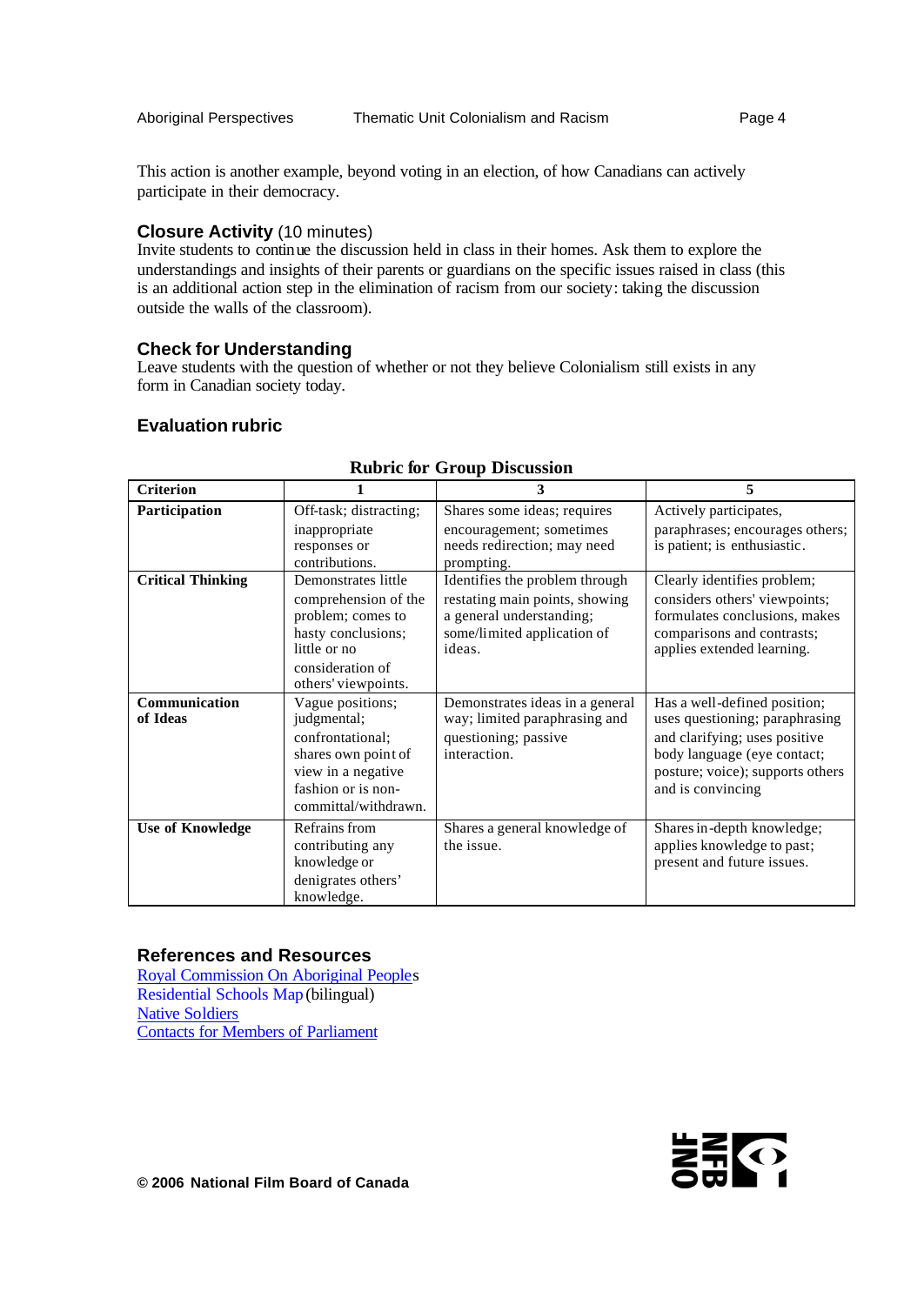This action is another example, beyond voting in an election, of how Canadians can actively participate in their democracy.

### Closure Activity (10 minutes)

Invite students to continue the discussion held in class in their homes. Ask them to explore the understandings and insights of their parents or guardians on the specific issues raised in class (this is an additional action step in the elimination of racism from our society: taking the discussion outside the walls of the classroom).

### Check for Understanding

Leave students with the question of whether or not they believe Colonialism still exists in any form in Canadian society today.

### Evaluation rubric

**Rubric for Group Discussion**

| Criterion | 1 | 3 | 5 |
|---|---|---|---|
| **Participation** | Off-task; distracting; inappropriate responses or contributions. | Shares some ideas; requires encouragement; sometimes needs redirection; may need prompting. | Actively participates, paraphrases; encourages others; is patient; is enthusiastic. |
| **Critical Thinking** | Demonstrates little comprehension of the problem; comes to hasty conclusions; little or no consideration of others' viewpoints. | Identifies the problem through restating main points, showing a general understanding; some/limited application of ideas. | Clearly identifies problem; considers others' viewpoints; formulates conclusions, makes comparisons and contrasts; applies extended learning. |
| **Communication of Ideas** | Vague positions; judgmental; confrontational; shares own point of view in a negative fashion or is non-committal/withdrawn. | Demonstrates ideas in a general way; limited paraphrasing and questioning; passive interaction. | Has a well-defined position; uses questioning; paraphrasing and clarifying; uses positive body language (eye contact; posture; voice); supports others and is convincing |
| **Use of Knowledge** | Refrains from contributing any knowledge or denigrates others' knowledge. | Shares a general knowledge of the issue. | Shares in-depth knowledge; applies knowledge to past; present and future issues. |

### References and Resources

Royal Commission On Aboriginal Peoples
Residential Schools Map (bilingual)
Native Soldiers
Contacts for Members of Parliament

© 2006 National Film Board of Canada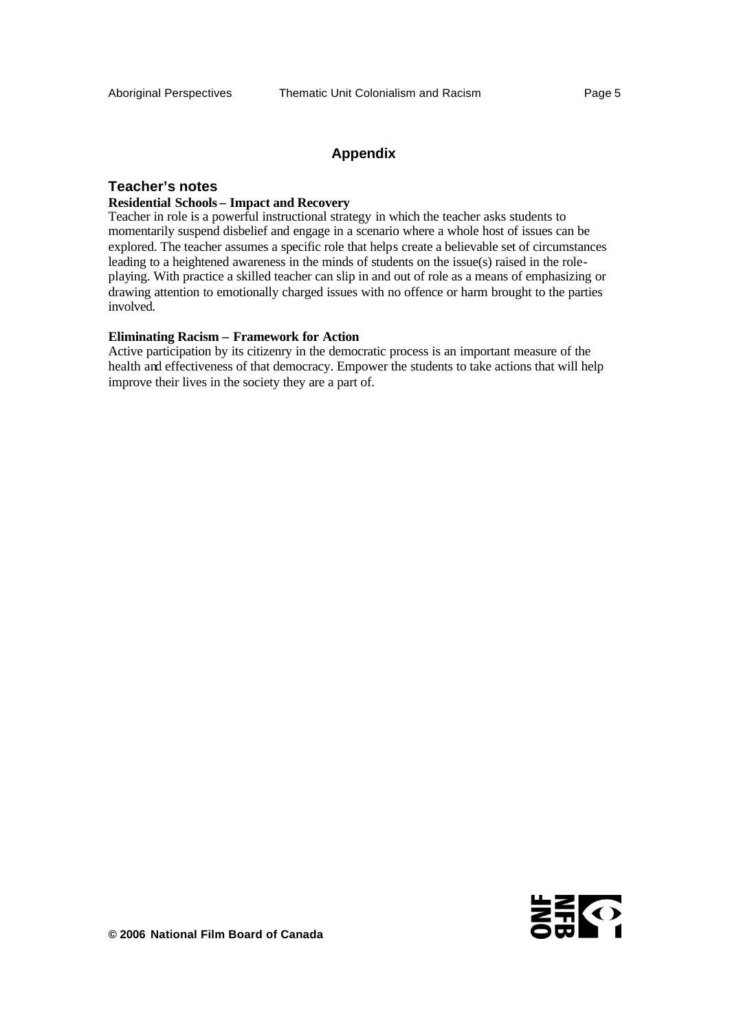## Appendix

### Teacher's notes

**Residential Schools – Impact and Recovery**

Teacher in role is a powerful instructional strategy in which the teacher asks students to momentarily suspend disbelief and engage in a scenario where a whole host of issues can be explored. The teacher assumes a specific role that helps create a believable set of circumstances leading to a heightened awareness in the minds of students on the issue(s) raised in the role-playing. With practice a skilled teacher can slip in and out of role as a means of emphasizing or drawing attention to emotionally charged issues with no offence or harm brought to the parties involved.

**Eliminating Racism – Framework for Action**

Active participation by its citizenry in the democratic process is an important measure of the health and effectiveness of that democracy. Empower the students to take actions that will help improve their lives in the society they are a part of.

**© 2006 National Film Board of Canada**